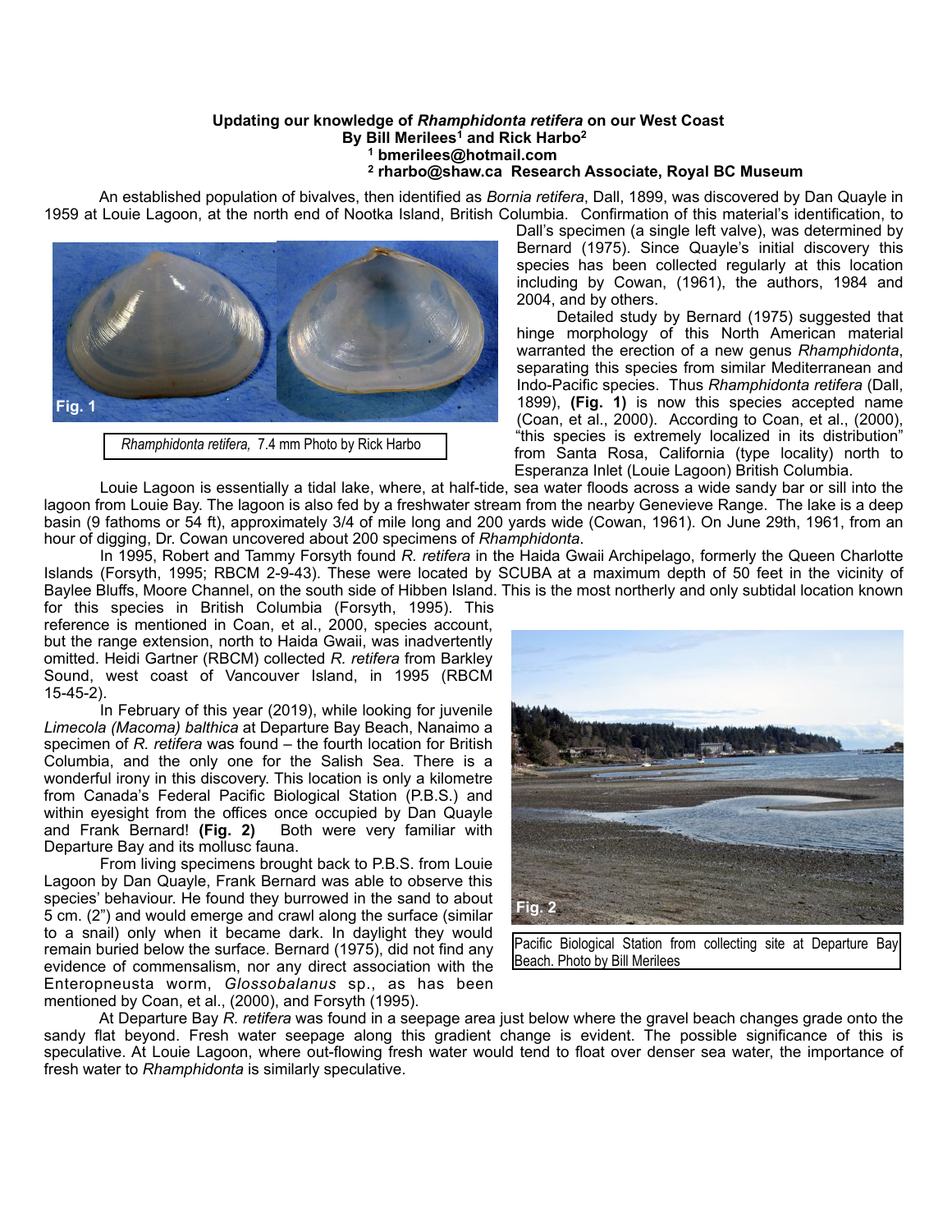**Updating our knowledge of *Rhamphidonta retifera* on our West Coast**

**By Bill Merilees[1] and Rick Harbo[2]**

**[1] bmerilees@hotmail.com**

**[2] rharbo@shaw.ca Research Associate, Royal BC Museum**

An established population of bivalves, then identified as *Bornia retifera*, Dall, 1899, was discovered by Dan Quayle in 1959 at Louie Lagoon, at the north end of Nootka Island, British Columbia. Confirmation of this material's identification, to Dall's specimen (a single left valve), was determined by Bernard (1975). Since Quayle's initial discovery this species has been collected regularly at this location including by Cowan, (1961), the authors, 1984 and 2004, and by others.

Detailed study by Bernard (1975) suggested that hinge morphology of this North American material warranted the erection of a new genus *Rhamphidonta*, separating this species from similar Mediterranean and Indo-Pacific species. Thus *Rhamphidonta retifera* (Dall, 1899), **(Fig. 1)** is now this species accepted name (Coan, et al., 2000). According to Coan, et al., (2000), "this species is extremely localized in its distribution" from Santa Rosa, California (type locality) north to Esperanza Inlet (Louie Lagoon) British Columbia.

Fig. 1

*Rhamphidonta retifera,* 7.4 mm Photo by Rick Harbo

Louie Lagoon is essentially a tidal lake, where, at half-tide, sea water floods across a wide sandy bar or sill into the lagoon from Louie Bay. The lagoon is also fed by a freshwater stream from the nearby Genevieve Range. The lake is a deep basin (9 fathoms or 54 ft), approximately 3/4 of mile long and 200 yards wide (Cowan, 1961). On June 29th, 1961, from an hour of digging, Dr. Cowan uncovered about 200 specimens of *Rhamphidonta*.

In 1995, Robert and Tammy Forsyth found *R. retifera* in the Haida Gwaii Archipelago, formerly the Queen Charlotte Islands (Forsyth, 1995; RBCM 2-9-43). These were located by SCUBA at a maximum depth of 50 feet in the vicinity of Baylee Bluffs, Moore Channel, on the south side of Hibben Island. This is the most northerly and only subtidal location known for this species in British Columbia (Forsyth, 1995). This reference is mentioned in Coan, et al., 2000, species account, but the range extension, north to Haida Gwaii, was inadvertently omitted. Heidi Gartner (RBCM) collected *R. retifera* from Barkley Sound, west coast of Vancouver Island, in 1995 (RBCM 15-45-2).

In February of this year (2019), while looking for juvenile *Limecola (Macoma) balthica* at Departure Bay Beach, Nanaimo a specimen of *R. retifera* was found – the fourth location for British Columbia, and the only one for the Salish Sea. There is a wonderful irony in this discovery. This location is only a kilometre from Canada's Federal Pacific Biological Station (P.B.S.) and within eyesight from the offices once occupied by Dan Quayle and Frank Bernard! **(Fig. 2)** Both were very familiar with Departure Bay and its mollusc fauna.

From living specimens brought back to P.B.S. from Louie Lagoon by Dan Quayle, Frank Bernard was able to observe this species' behaviour. He found they burrowed in the sand to about 5 cm. (2") and would emerge and crawl along the surface (similar to a snail) only when it became dark. In daylight they would remain buried below the surface. Bernard (1975), did not find any evidence of commensalism, nor any direct association with the Enteropneusta worm, *Glossobalanus* sp., as has been mentioned by Coan, et al., (2000), and Forsyth (1995).

Fig. 2

Pacific Biological Station from collecting site at Departure Bay Beach. Photo by Bill Merilees

At Departure Bay *R. retifera* was found in a seepage area just below where the gravel beach changes grade onto the sandy flat beyond. Fresh water seepage along this gradient change is evident. The possible significance of this is speculative. At Louie Lagoon, where out-flowing fresh water would tend to float over denser sea water, the importance of fresh water to *Rhamphidonta* is similarly speculative.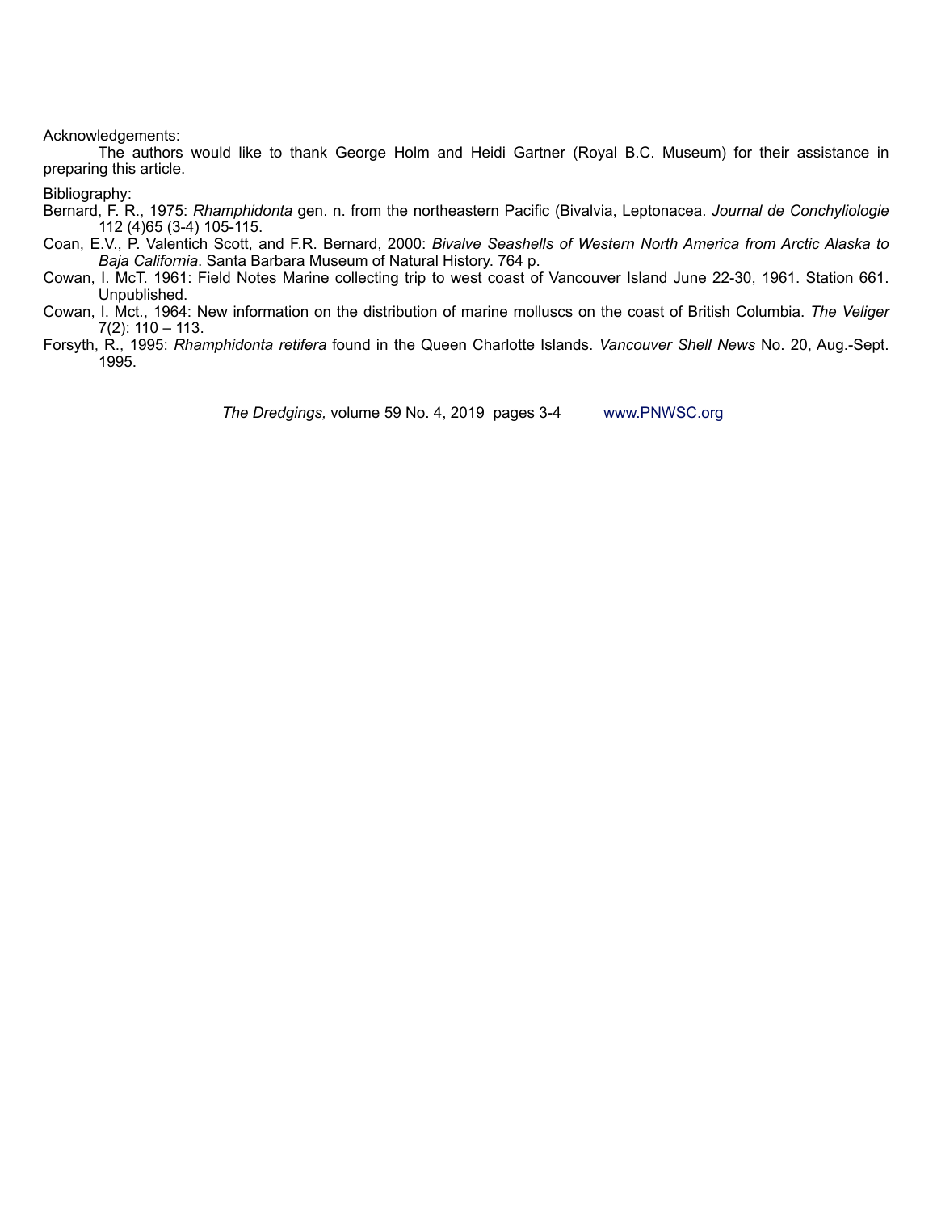Acknowledgements:

The authors would like to thank George Holm and Heidi Gartner (Royal B.C. Museum) for their assistance in preparing this article.

Bibliography:

Bernard, F. R., 1975: *Rhamphidonta* gen. n. from the northeastern Pacific (Bivalvia, Leptonacea. *Journal de Conchyliologie* 112 (4)65 (3-4) 105-115.

Coan, E.V., P. Valentich Scott, and F.R. Bernard, 2000: *Bivalve Seashells of Western North America from Arctic Alaska to Baja California*. Santa Barbara Museum of Natural History. 764 p.

Cowan, I. McT. 1961: Field Notes Marine collecting trip to west coast of Vancouver Island June 22-30, 1961. Station 661. Unpublished.

Cowan, I. Mct., 1964: New information on the distribution of marine molluscs on the coast of British Columbia. *The Veliger* 7(2): 110 – 113.

Forsyth, R., 1995: *Rhamphidonta retifera* found in the Queen Charlotte Islands. *Vancouver Shell News* No. 20, Aug.-Sept. 1995.